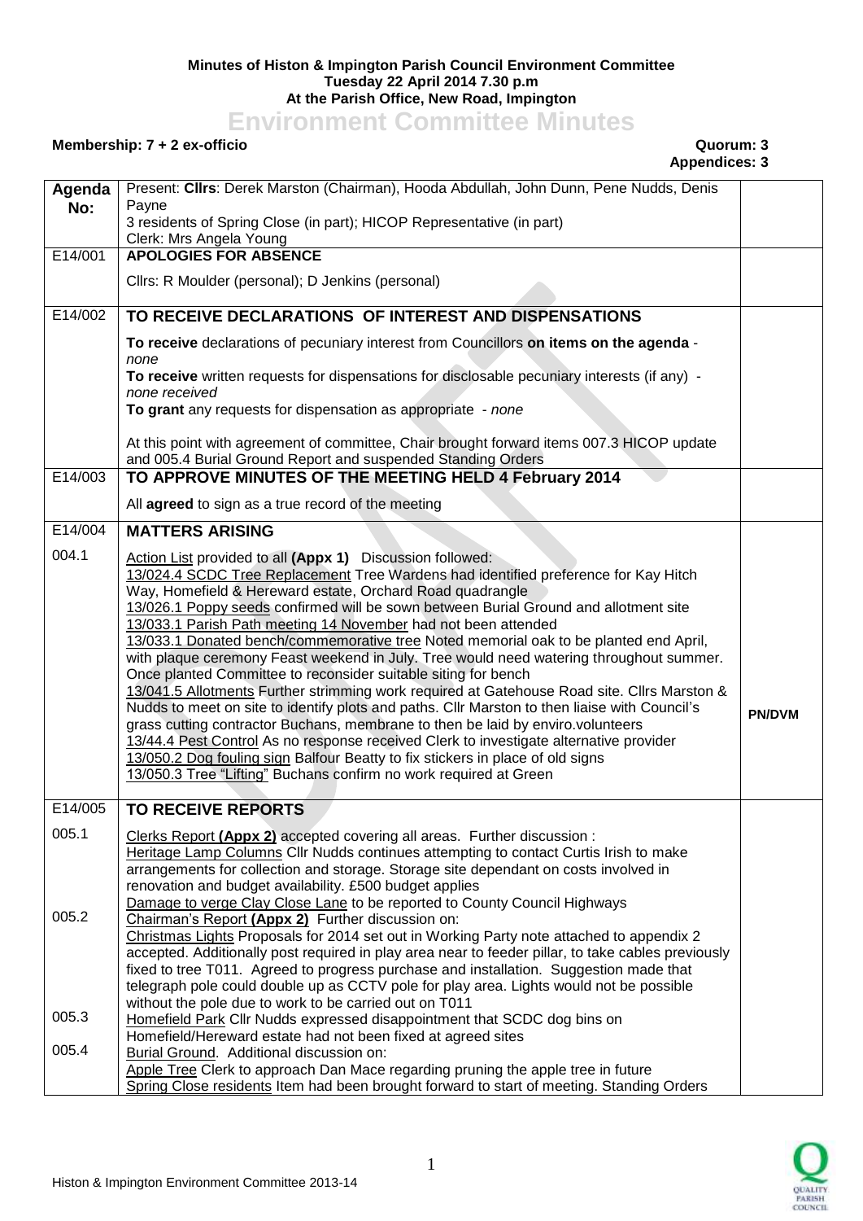**Minutes of Histon & Impington Parish Council Environment Committee**
**Tuesday 22 April 2014 7.30 p.m**
**At the Parish Office, New Road, Impington**

# Environment Committee Minutes

**Membership: 7 + 2 ex-officio** **Quorum: 3**
**Appendices: 3**

| Agenda No: | Present: **Cllrs**: Derek Marston (Chairman), Hooda Abdullah, John Dunn, Pene Nudds, Denis Payne<br>3 residents of Spring Close (in part); HICOP Representative (in part)<br>Clerk: Mrs Angela Young | |
|---|---|---|
| E14/001 | **APOLOGIES FOR ABSENCE**<br><br>Cllrs: R Moulder (personal); D Jenkins (personal) | |
| E14/002 | **TO RECEIVE DECLARATIONS OF INTEREST AND DISPENSATIONS**<br><br>**To receive** declarations of pecuniary interest from Councillors **on items on the agenda** - *none*<br>**To receive** written requests for dispensations for disclosable pecuniary interests (if any) - *none received*<br>**To grant** any requests for dispensation as appropriate - *none*<br><br>At this point with agreement of committee, Chair brought forward items 007.3 HICOP update and 005.4 Burial Ground Report and suspended Standing Orders | |
| E14/003 | **TO APPROVE MINUTES OF THE MEETING HELD 4 February 2014**<br><br>All **agreed** to sign as a true record of the meeting | |
| E14/004 | **MATTERS ARISING** | |
| 004.1 | Action List provided to all **(Appx 1)** Discussion followed:<br>13/024.4 SCDC Tree Replacement Tree Wardens had identified preference for Kay Hitch Way, Homefield & Hereward estate, Orchard Road quadrangle<br>13/026.1 Poppy seeds confirmed will be sown between Burial Ground and allotment site<br>13/033.1 Parish Path meeting 14 November had not been attended<br>13/033.1 Donated bench/commemorative tree Noted memorial oak to be planted end April, with plaque ceremony Feast weekend in July. Tree would need watering throughout summer. Once planted Committee to reconsider suitable siting for bench<br>13/041.5 Allotments Further strimming work required at Gatehouse Road site. Cllrs Marston & Nudds to meet on site to identify plots and paths. Cllr Marston to then liaise with Council's grass cutting contractor Buchans, membrane to then be laid by enviro.volunteers<br>13/44.4 Pest Control As no response received Clerk to investigate alternative provider<br>13/050.2 Dog fouling sign Balfour Beatty to fix stickers in place of old signs<br>13/050.3 Tree "Lifting" Buchans confirm no work required at Green | **PN/DVM** |
| E14/005 | **TO RECEIVE REPORTS** | |
| 005.1 | Clerks Report **(Appx 2)** accepted covering all areas. Further discussion :<br>Heritage Lamp Columns Cllr Nudds continues attempting to contact Curtis Irish to make arrangements for collection and storage. Storage site dependant on costs involved in renovation and budget availability. £500 budget applies<br>Damage to verge Clay Close Lane to be reported to County Council Highways | |
| 005.2 | Chairman's Report **(Appx 2)** Further discussion on:<br>Christmas Lights Proposals for 2014 set out in Working Party note attached to appendix 2 accepted. Additionally post required in play area near to feeder pillar, to take cables previously fixed to tree T011. Agreed to progress purchase and installation. Suggestion made that telegraph pole could double up as CCTV pole for play area. Lights would not be possible without the pole due to work to be carried out on T011 | |
| 005.3 | Homefield Park Cllr Nudds expressed disappointment that SCDC dog bins on Homefield/Hereward estate had not been fixed at agreed sites | |
| 005.4 | Burial Ground. Additional discussion on:<br>Apple Tree Clerk to approach Dan Mace regarding pruning the apple tree in future<br>Spring Close residents Item had been brought forward to start of meeting. Standing Orders | |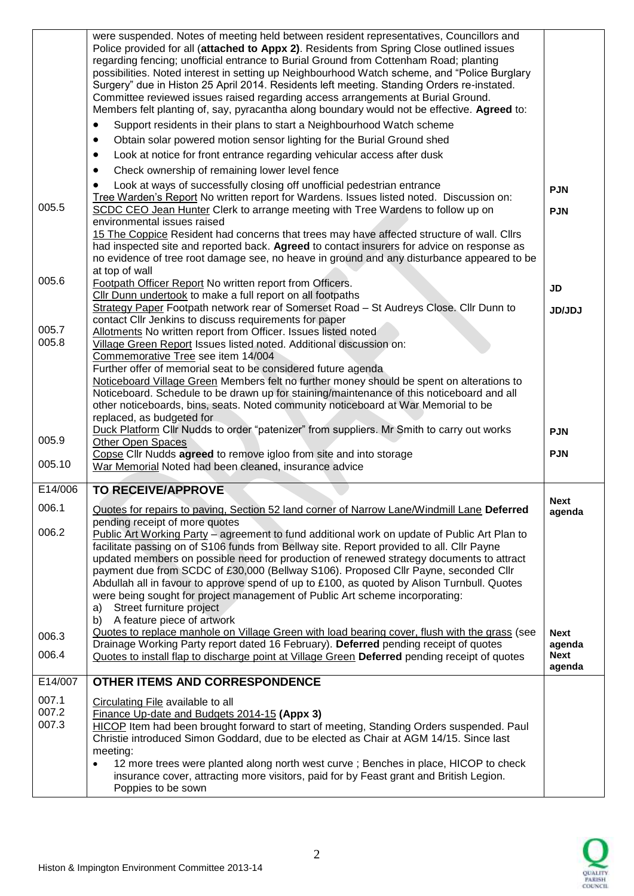| | | |
|---|---|---|
| | were suspended. Notes of meeting held between resident representatives, Councillors and Police provided for all (**attached to Appx 2)**. Residents from Spring Close outlined issues regarding fencing; unofficial entrance to Burial Ground from Cottenham Road; planting possibilities. Noted interest in setting up Neighbourhood Watch scheme, and "Police Burglary Surgery" due in Histon 25 April 2014. Residents left meeting. Standing Orders re-instated. Committee reviewed issues raised regarding access arrangements at Burial Ground. Members felt planting of, say, pyracantha along boundary would not be effective. **Agreed** to:<br>• Support residents in their plans to start a Neighbourhood Watch scheme<br>• Obtain solar powered motion sensor lighting for the Burial Ground shed<br>• Look at notice for front entrance regarding vehicular access after dusk<br>• Check ownership of remaining lower level fence<br>• Look at ways of successfully closing off unofficial pedestrian entrance | PJN |
| 005.5 | Tree Warden's Report No written report for Wardens. Issues listed noted. Discussion on:<br>SCDC CEO Jean Hunter Clerk to arrange meeting with Tree Wardens to follow up on environmental issues raised<br>15 The Coppice Resident had concerns that trees may have affected structure of wall. Cllrs had inspected site and reported back. **Agreed** to contact insurers for advice on response as no evidence of tree root damage see, no heave in ground and any disturbance appeared to be at top of wall | PJN |
| 005.6 | Footpath Officer Report No written report from Officers.<br>Cllr Dunn undertook to make a full report on all footpaths<br>Strategy Paper Footpath network rear of Somerset Road – St Audreys Close. Cllr Dunn to contact Cllr Jenkins to discuss requirements for paper | JD<br>JD/JDJ |
| 005.7 | Allotments No written report from Officer. Issues listed noted | |
| 005.8 | Village Green Report Issues listed noted. Additional discussion on:<br>Commemorative Tree see item 14/004<br>Further offer of memorial seat to be considered future agenda<br>Noticeboard Village Green Members felt no further money should be spent on alterations to Noticeboard. Schedule to be drawn up for staining/maintenance of this noticeboard and all other noticeboards, bins, seats. Noted community noticeboard at War Memorial to be replaced, as budgeted for<br>Duck Platform Cllr Nudds to order "patenizer" from suppliers. Mr Smith to carry out works | PJN |
| 005.9 | Other Open Spaces<br>Copse Cllr Nudds **agreed** to remove igloo from site and into storage | PJN |
| 005.10 | War Memorial Noted had been cleaned, insurance advice | |
| E14/006 | **TO RECEIVE/APPROVE** | |
| 006.1 | Quotes for repairs to paving, Section 52 land corner of Narrow Lane/Windmill Lane **Deferred** pending receipt of more quotes | **Next agenda** |
| 006.2 | Public Art Working Party – agreement to fund additional work on update of Public Art Plan to facilitate passing on of S106 funds from Bellway site. Report provided to all. Cllr Payne updated members on possible need for production of renewed strategy documents to attract payment due from SCDC of £30,000 (Bellway S106). Proposed Cllr Payne, seconded Cllr Abdullah all in favour to approve spend of up to £100, as quoted by Alison Turnbull. Quotes were being sought for project management of Public Art scheme incorporating:<br>a) Street furniture project<br>b) A feature piece of artwork | |
| 006.3 | Quotes to replace manhole on Village Green with load bearing cover, flush with the grass (see Drainage Working Party report dated 16 February). **Deferred** pending receipt of quotes | **Next agenda** |
| 006.4 | Quotes to install flap to discharge point at Village Green **Deferred** pending receipt of quotes | **Next agenda** |
| E14/007 | **OTHER ITEMS AND CORRESPONDENCE** | |
| 007.1 | Circulating File available to all | |
| 007.2 | Finance Up-date and Budgets 2014-15 **(Appx 3)** | |
| 007.3 | HICOP Item had been brought forward to start of meeting, Standing Orders suspended. Paul Christie introduced Simon Goddard, due to be elected as Chair at AGM 14/15. Since last meeting:<br>• 12 more trees were planted along north west curve ; Benches in place, HICOP to check insurance cover, attracting more visitors, paid for by Feast grant and British Legion. Poppies to be sown | |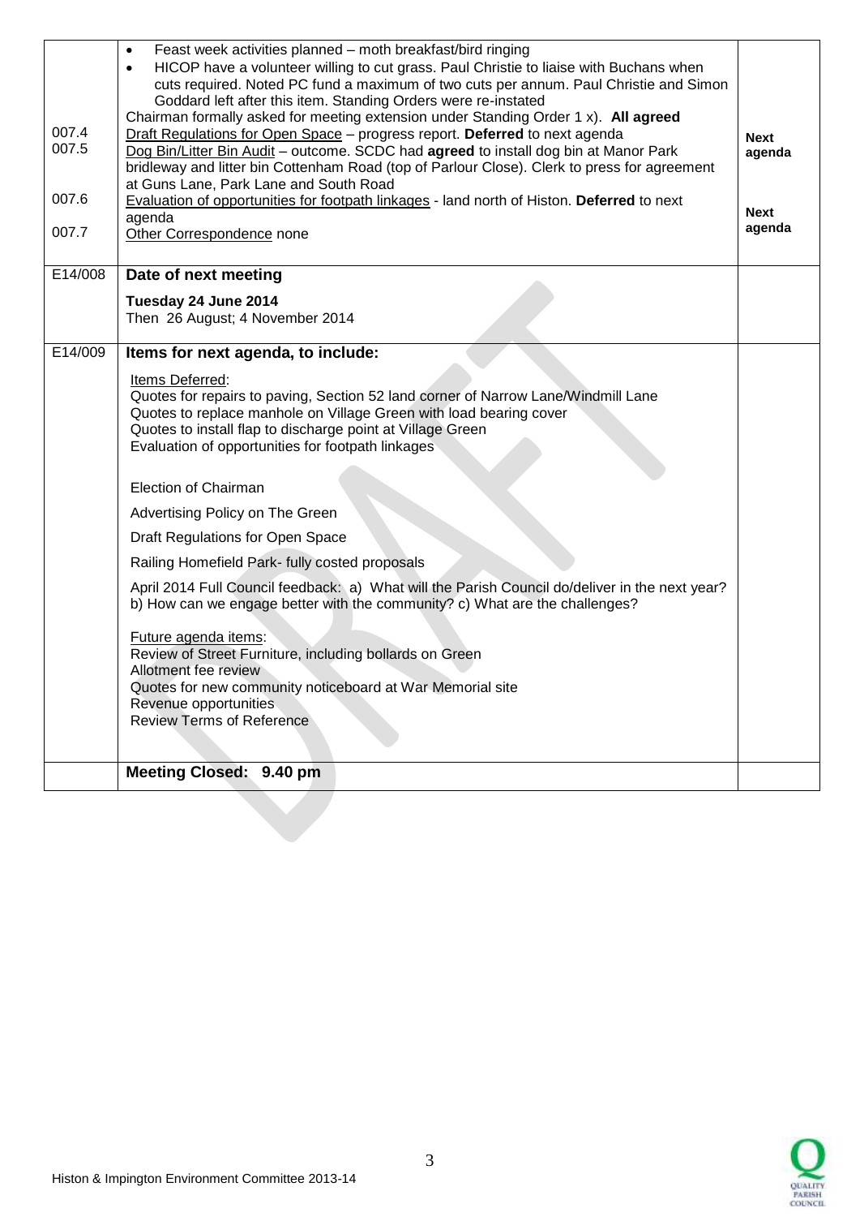| | | |
|---|---|---|
| | • Feast week activities planned – moth breakfast/bird ringing<br>• HICOP have a volunteer willing to cut grass. Paul Christie to liaise with Buchans when cuts required. Noted PC fund a maximum of two cuts per annum. Paul Christie and Simon Goddard left after this item. Standing Orders were re-instated<br>Chairman formally asked for meeting extension under Standing Order 1 x). **All agreed** | |
| 007.4 | Draft Regulations for Open Space – progress report. **Deferred** to next agenda | **Next agenda** |
| 007.5 | Dog Bin/Litter Bin Audit – outcome. SCDC had **agreed** to install dog bin at Manor Park bridleway and litter bin Cottenham Road (top of Parlour Close). Clerk to press for agreement at Guns Lane, Park Lane and South Road | |
| 007.6 | Evaluation of opportunities for footpath linkages - land north of Histon. **Deferred** to next agenda | **Next agenda** |
| 007.7 | Other Correspondence none | |
| E14/008 | **Date of next meeting**<br>**Tuesday 24 June 2014**<br>Then 26 August; 4 November 2014 | |
| E14/009 | **Items for next agenda, to include:**<br>Items Deferred:<br>Quotes for repairs to paving, Section 52 land corner of Narrow Lane/Windmill Lane<br>Quotes to replace manhole on Village Green with load bearing cover<br>Quotes to install flap to discharge point at Village Green<br>Evaluation of opportunities for footpath linkages<br><br>Election of Chairman<br>Advertising Policy on The Green<br>Draft Regulations for Open Space<br>Railing Homefield Park- fully costed proposals<br>April 2014 Full Council feedback: a) What will the Parish Council do/deliver in the next year? b) How can we engage better with the community? c) What are the challenges?<br><br>Future agenda items:<br>Review of Street Furniture, including bollards on Green<br>Allotment fee review<br>Quotes for new community noticeboard at War Memorial site<br>Revenue opportunities<br>Review Terms of Reference | |
| | **Meeting Closed: 9.40 pm** | |

Histon & Impington Environment Committee 2013-14